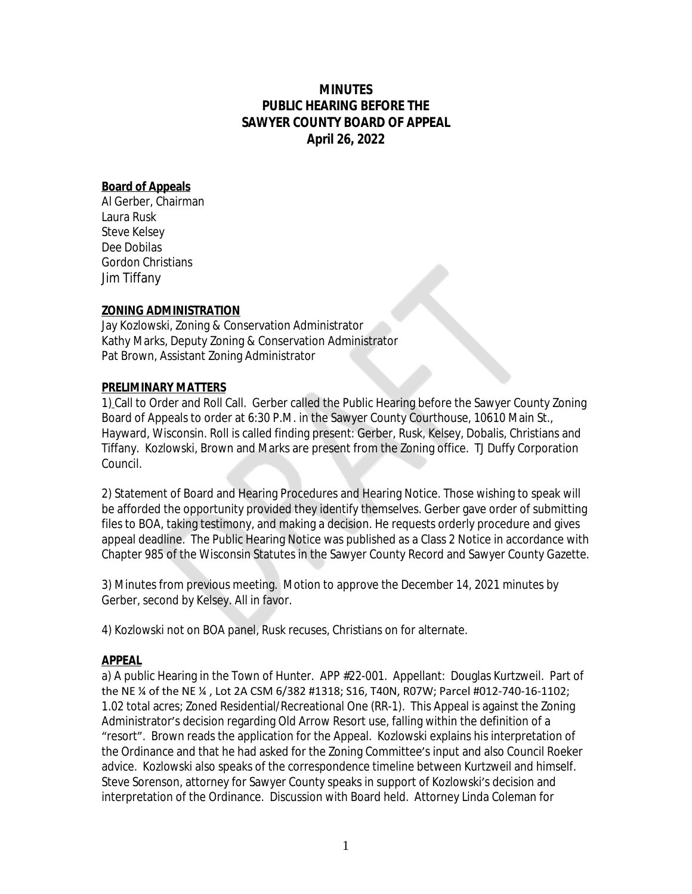# MINUTES
# PUBLIC HEARING BEFORE THE
# SAWYER COUNTY BOARD OF APPEAL
# April 26, 2022

**Board of Appeals**

Al Gerber, Chairman
Laura Rusk
Steve Kelsey
Dee Dobilas
Gordon Christians
Jim Tiffany

**ZONING ADMINISTRATION**

Jay Kozlowski, Zoning & Conservation Administrator
Kathy Marks, Deputy Zoning & Conservation Administrator
Pat Brown, Assistant Zoning Administrator

**PRELIMINARY MATTERS**

1) Call to Order and Roll Call. Gerber called the Public Hearing before the Sawyer County Zoning Board of Appeals to order at 6:30 P.M. in the Sawyer County Courthouse, 10610 Main St., Hayward, Wisconsin. Roll is called finding present: Gerber, Rusk, Kelsey, Dobalis, Christians and Tiffany. Kozlowski, Brown and Marks are present from the Zoning office. TJ Duffy Corporation Council.

2) Statement of Board and Hearing Procedures and Hearing Notice. Those wishing to speak will be afforded the opportunity provided they identify themselves. Gerber gave order of submitting files to BOA, taking testimony, and making a decision. He requests orderly procedure and gives appeal deadline. The Public Hearing Notice was published as a Class 2 Notice in accordance with Chapter 985 of the Wisconsin Statutes in the Sawyer County Record and Sawyer County Gazette.

3) Minutes from previous meeting. Motion to approve the December 14, 2021 minutes by Gerber, second by Kelsey. All in favor.

4) Kozlowski not on BOA panel, Rusk recuses, Christians on for alternate.

**APPEAL**

a) A public Hearing in the Town of Hunter. APP #22-001. Appellant: Douglas Kurtzweil. Part of the NE ¼ of the NE ¼ , Lot 2A CSM 6/382 #1318; S16, T40N, R07W; Parcel #012-740-16-1102; 1.02 total acres; Zoned Residential/Recreational One (RR-1). This Appeal is against the Zoning Administrator's decision regarding Old Arrow Resort use, falling within the definition of a "resort". Brown reads the application for the Appeal. Kozlowski explains his interpretation of the Ordinance and that he had asked for the Zoning Committee's input and also Council Roeker advice. Kozlowski also speaks of the correspondence timeline between Kurtzweil and himself. Steve Sorenson, attorney for Sawyer County speaks in support of Kozlowski's decision and interpretation of the Ordinance. Discussion with Board held. Attorney Linda Coleman for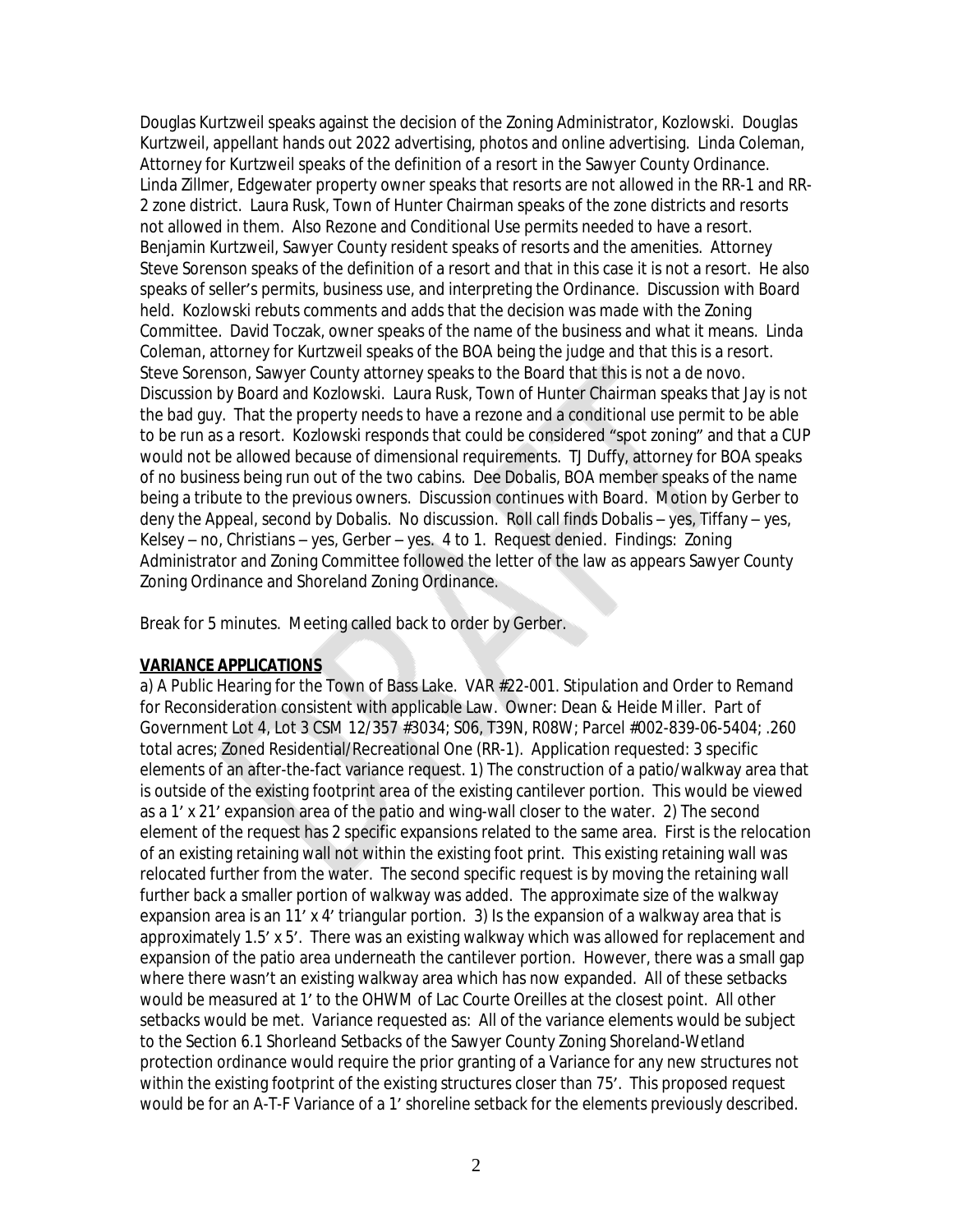Douglas Kurtzweil speaks against the decision of the Zoning Administrator, Kozlowski. Douglas Kurtzweil, appellant hands out 2022 advertising, photos and online advertising. Linda Coleman, Attorney for Kurtzweil speaks of the definition of a resort in the Sawyer County Ordinance. Linda Zillmer, Edgewater property owner speaks that resorts are not allowed in the RR-1 and RR-2 zone district. Laura Rusk, Town of Hunter Chairman speaks of the zone districts and resorts not allowed in them. Also Rezone and Conditional Use permits needed to have a resort. Benjamin Kurtzweil, Sawyer County resident speaks of resorts and the amenities. Attorney Steve Sorenson speaks of the definition of a resort and that in this case it is not a resort. He also speaks of seller's permits, business use, and interpreting the Ordinance. Discussion with Board held. Kozlowski rebuts comments and adds that the decision was made with the Zoning Committee. David Toczak, owner speaks of the name of the business and what it means. Linda Coleman, attorney for Kurtzweil speaks of the BOA being the judge and that this is a resort. Steve Sorenson, Sawyer County attorney speaks to the Board that this is not a de novo. Discussion by Board and Kozlowski. Laura Rusk, Town of Hunter Chairman speaks that Jay is not the bad guy. That the property needs to have a rezone and a conditional use permit to be able to be run as a resort. Kozlowski responds that could be considered "spot zoning" and that a CUP would not be allowed because of dimensional requirements. TJ Duffy, attorney for BOA speaks of no business being run out of the two cabins. Dee Dobalis, BOA member speaks of the name being a tribute to the previous owners. Discussion continues with Board. Motion by Gerber to deny the Appeal, second by Dobalis. No discussion. Roll call finds Dobalis – yes, Tiffany – yes, Kelsey – no, Christians – yes, Gerber – yes. 4 to 1. Request denied. Findings: Zoning Administrator and Zoning Committee followed the letter of the law as appears Sawyer County Zoning Ordinance and Shoreland Zoning Ordinance.

Break for 5 minutes. Meeting called back to order by Gerber.

**VARIANCE APPLICATIONS**

a) A Public Hearing for the Town of Bass Lake. VAR #22-001. Stipulation and Order to Remand for Reconsideration consistent with applicable Law. Owner: Dean & Heide Miller. Part of Government Lot 4, Lot 3 CSM 12/357 #3034; S06, T39N, R08W; Parcel #002-839-06-5404; .260 total acres; Zoned Residential/Recreational One (RR-1). Application requested: 3 specific elements of an after-the-fact variance request. 1) The construction of a patio/walkway area that is outside of the existing footprint area of the existing cantilever portion. This would be viewed as a 1' x 21' expansion area of the patio and wing-wall closer to the water. 2) The second element of the request has 2 specific expansions related to the same area. First is the relocation of an existing retaining wall not within the existing foot print. This existing retaining wall was relocated further from the water. The second specific request is by moving the retaining wall further back a smaller portion of walkway was added. The approximate size of the walkway expansion area is an 11' x 4' triangular portion. 3) Is the expansion of a walkway area that is approximately 1.5' x 5'. There was an existing walkway which was allowed for replacement and expansion of the patio area underneath the cantilever portion. However, there was a small gap where there wasn't an existing walkway area which has now expanded. All of these setbacks would be measured at 1' to the OHWM of Lac Courte Oreilles at the closest point. All other setbacks would be met. Variance requested as: All of the variance elements would be subject to the Section 6.1 Shorleand Setbacks of the Sawyer County Zoning Shoreland-Wetland protection ordinance would require the prior granting of a Variance for any new structures not within the existing footprint of the existing structures closer than 75'. This proposed request would be for an A-T-F Variance of a 1' shoreline setback for the elements previously described.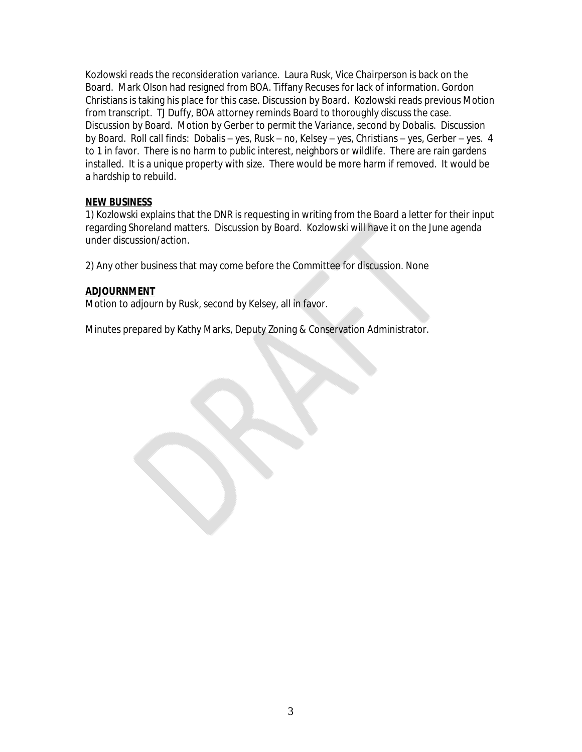Kozlowski reads the reconsideration variance. Laura Rusk, Vice Chairperson is back on the Board. Mark Olson had resigned from BOA. Tiffany Recuses for lack of information. Gordon Christians is taking his place for this case. Discussion by Board. Kozlowski reads previous Motion from transcript. TJ Duffy, BOA attorney reminds Board to thoroughly discuss the case. Discussion by Board. Motion by Gerber to permit the Variance, second by Dobalis. Discussion by Board. Roll call finds: Dobalis – yes, Rusk – no, Kelsey – yes, Christians – yes, Gerber – yes. 4 to 1 in favor. There is no harm to public interest, neighbors or wildlife. There are rain gardens installed. It is a unique property with size. There would be more harm if removed. It would be a hardship to rebuild.

**NEW BUSINESS**

1) Kozlowski explains that the DNR is requesting in writing from the Board a letter for their input regarding Shoreland matters. Discussion by Board. Kozlowski will have it on the June agenda under discussion/action.

2) Any other business that may come before the Committee for discussion. None

**ADJOURNMENT**

Motion to adjourn by Rusk, second by Kelsey, all in favor.

Minutes prepared by Kathy Marks, Deputy Zoning & Conservation Administrator.